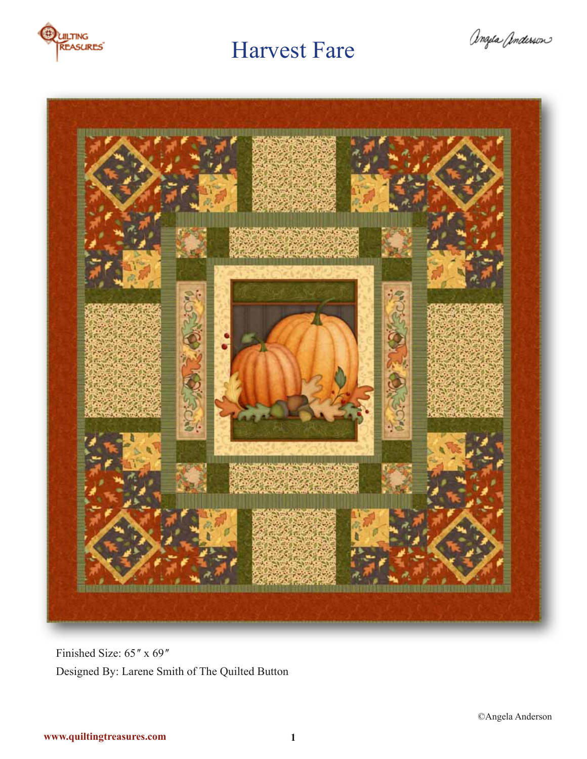# Harvest Fare

Finished Size: 65″ x 69″

Designed By: Larene Smith of The Quilted Button

©Angela Anderson

www.quiltingtreasures.com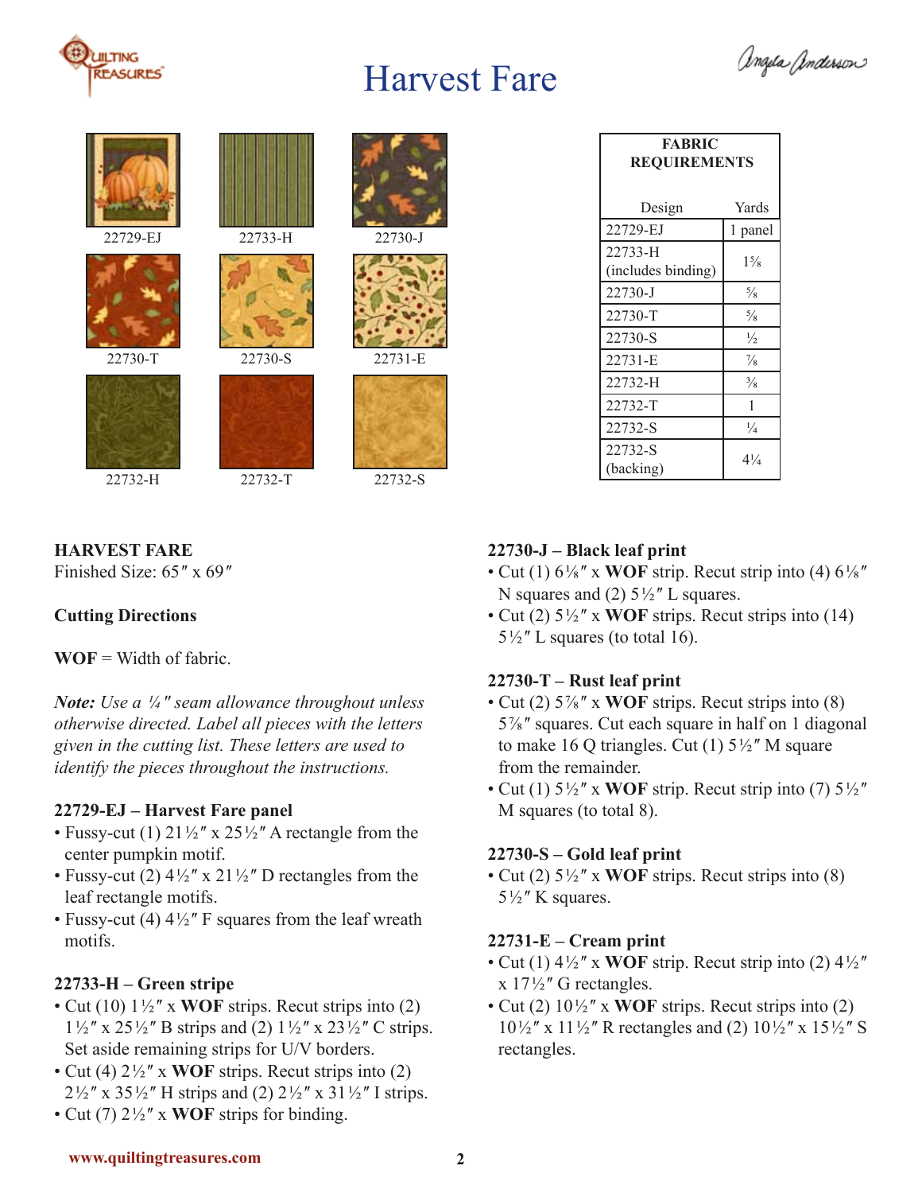# Harvest Fare

22729-EJ | 22733-H | 22730-J
22730-T | 22730-S | 22731-E
22732-H | 22732-T | 22732-S

| FABRIC REQUIREMENTS | |
|---|---|
| Design | Yards |
| 22729-EJ | 1 panel |
| 22733-H (includes binding) | 1⅝ |
| 22730-J | ⅝ |
| 22730-T | ⅝ |
| 22730-S | ½ |
| 22731-E | ⅞ |
| 22732-H | ⅜ |
| 22732-T | 1 |
| 22732-S | ¼ |
| 22732-S (backing) | 4¼ |

**HARVEST FARE**
Finished Size: 65″ x 69″

**Cutting Directions**

**WOF** = Width of fabric.

***Note:*** *Use a ¼″ seam allowance throughout unless otherwise directed. Label all pieces with the letters given in the cutting list. These letters are used to identify the pieces throughout the instructions.*

**22729-EJ – Harvest Fare panel**
- Fussy-cut (1) 21½″ x 25½″ A rectangle from the center pumpkin motif.
- Fussy-cut (2) 4½″ x 21½″ D rectangles from the leaf rectangle motifs.
- Fussy-cut (4) 4½″ F squares from the leaf wreath motifs.

**22733-H – Green stripe**
- Cut (10) 1½″ x **WOF** strips. Recut strips into (2) 1½″ x 25½″ B strips and (2) 1½″ x 23½″ C strips. Set aside remaining strips for U/V borders.
- Cut (4) 2½″ x **WOF** strips. Recut strips into (2) 2½″ x 35½″ H strips and (2) 2½″ x 31½″ I strips.
- Cut (7) 2½″ x **WOF** strips for binding.

**22730-J – Black leaf print**
- Cut (1) 6⅛″ x **WOF** strip. Recut strip into (4) 6⅛″ N squares and (2) 5½″ L squares.
- Cut (2) 5½″ x **WOF** strips. Recut strips into (14) 5½″ L squares (to total 16).

**22730-T – Rust leaf print**
- Cut (2) 5⅞″ x **WOF** strips. Recut strips into (8) 5⅞″ squares. Cut each square in half on 1 diagonal to make 16 Q triangles. Cut (1) 5½″ M square from the remainder.
- Cut (1) 5½″ x **WOF** strip. Recut strip into (7) 5½″ M squares (to total 8).

**22730-S – Gold leaf print**
- Cut (2) 5½″ x **WOF** strips. Recut strips into (8) 5½″ K squares.

**22731-E – Cream print**
- Cut (1) 4½″ x **WOF** strip. Recut strip into (2) 4½″ x 17½″ G rectangles.
- Cut (2) 10½″ x **WOF** strips. Recut strips into (2) 10½″ x 11½″ R rectangles and (2) 10½″ x 15½″ S rectangles.

www.quiltingtreasures.com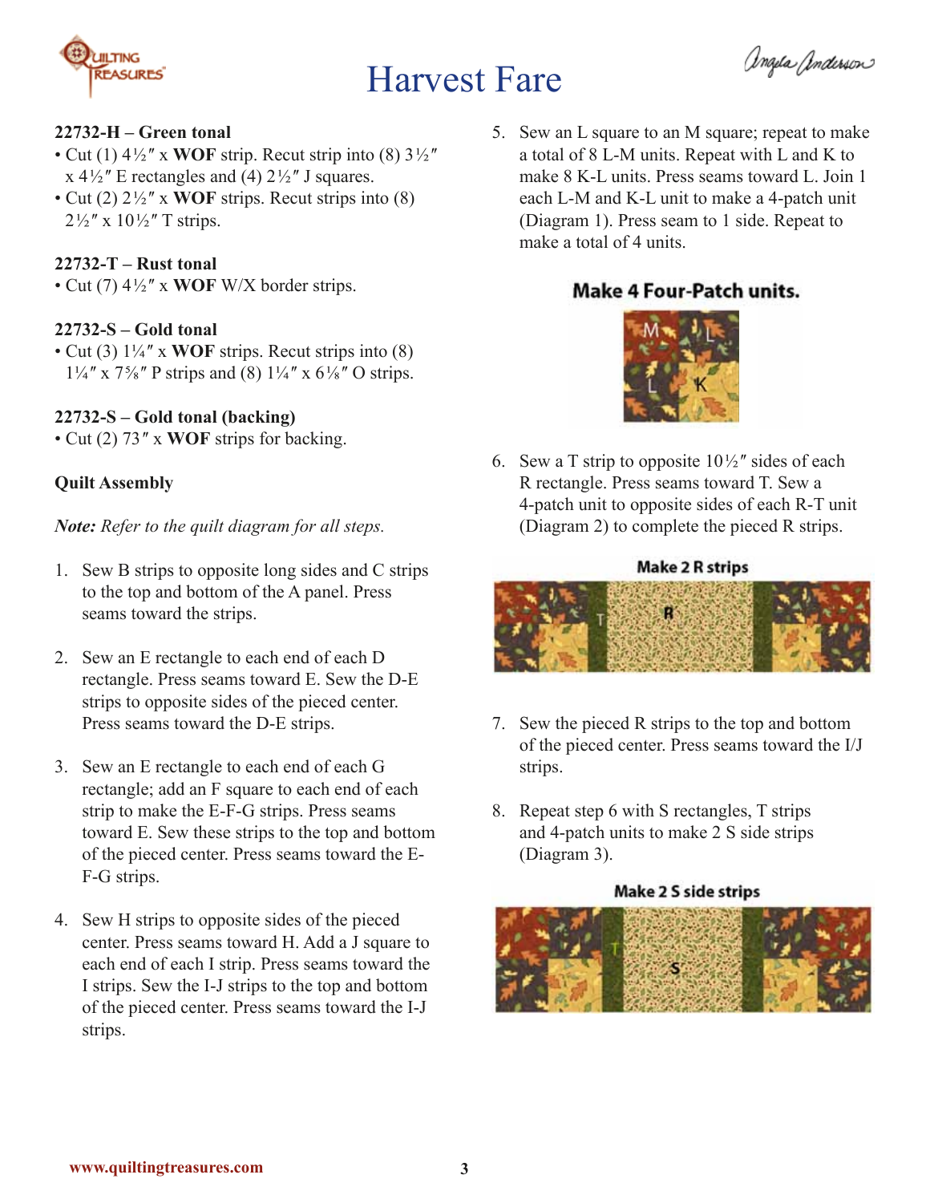# Harvest Fare

**22732-H – Green tonal**

- Cut (1) 4½″ x **WOF** strip. Recut strip into (8) 3½″ x 4½″ E rectangles and (4) 2½″ J squares.
- Cut (2) 2½″ x **WOF** strips. Recut strips into (8) 2½″ x 10½″ T strips.

**22732-T – Rust tonal**

- Cut (7) 4½″ x **WOF** W/X border strips.

**22732-S – Gold tonal**

- Cut (3) 1¼″ x **WOF** strips. Recut strips into (8) 1¼″ x 7⅝″ P strips and (8) 1¼″ x 6⅛″ O strips.

**22732-S – Gold tonal (backing)**

- Cut (2) 73″ x **WOF** strips for backing.

**Quilt Assembly**

***Note:*** *Refer to the quilt diagram for all steps.*

1. Sew B strips to opposite long sides and C strips to the top and bottom of the A panel. Press seams toward the strips.

2. Sew an E rectangle to each end of each D rectangle. Press seams toward E. Sew the D-E strips to opposite sides of the pieced center. Press seams toward the D-E strips.

3. Sew an E rectangle to each end of each G rectangle; add an F square to each end of each strip to make the E-F-G strips. Press seams toward E. Sew these strips to the top and bottom of the pieced center. Press seams toward the E-F-G strips.

4. Sew H strips to opposite sides of the pieced center. Press seams toward H. Add a J square to each end of each I strip. Press seams toward the I strips. Sew the I-J strips to the top and bottom of the pieced center. Press seams toward the I-J strips.

5. Sew an L square to an M square; repeat to make a total of 8 L-M units. Repeat with L and K to make 8 K-L units. Press seams toward L. Join 1 each L-M and K-L unit to make a 4-patch unit (Diagram 1). Press seam to 1 side. Repeat to make a total of 4 units.

**Make 4 Four-Patch units.**

6. Sew a T strip to opposite 10½″ sides of each R rectangle. Press seams toward T. Sew a 4-patch unit to opposite sides of each R-T unit (Diagram 2) to complete the pieced R strips.

**Make 2 R strips**

7. Sew the pieced R strips to the top and bottom of the pieced center. Press seams toward the I/J strips.

8. Repeat step 6 with S rectangles, T strips and 4-patch units to make 2 S side strips (Diagram 3).

**Make 2 S side strips**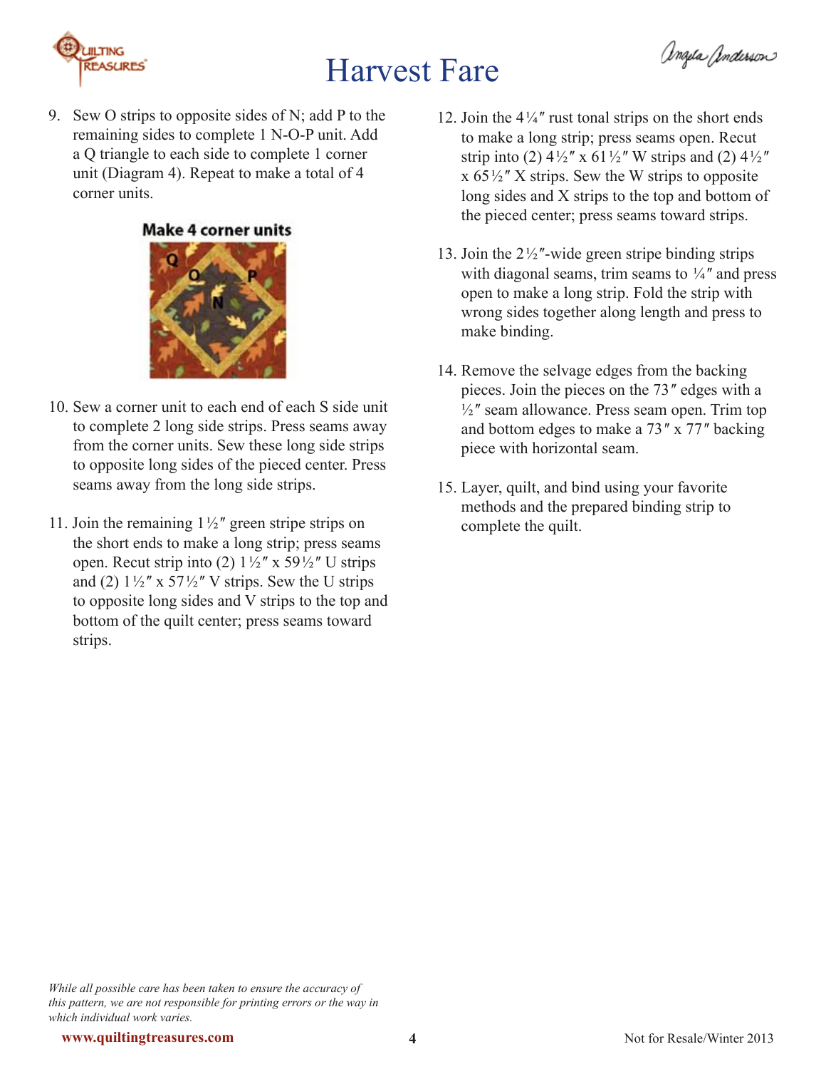# Harvest Fare

9. Sew O strips to opposite sides of N; add P to the remaining sides to complete 1 N-O-P unit. Add a Q triangle to each side to complete 1 corner unit (Diagram 4). Repeat to make a total of 4 corner units.

**Make 4 corner units**

Q
O
P
N

10. Sew a corner unit to each end of each S side unit to complete 2 long side strips. Press seams away from the corner units. Sew these long side strips to opposite long sides of the pieced center. Press seams away from the long side strips.

11. Join the remaining 1½″ green stripe strips on the short ends to make a long strip; press seams open. Recut strip into (2) 1½″ x 59½″ U strips and (2) 1½″ x 57½″ V strips. Sew the U strips to opposite long sides and V strips to the top and bottom of the quilt center; press seams toward strips.

12. Join the 4¼″ rust tonal strips on the short ends to make a long strip; press seams open. Recut strip into (2) 4½″ x 61½″ W strips and (2) 4½″ x 65½″ X strips. Sew the W strips to opposite long sides and X strips to the top and bottom of the pieced center; press seams toward strips.

13. Join the 2½″-wide green stripe binding strips with diagonal seams, trim seams to ¼″ and press open to make a long strip. Fold the strip with wrong sides together along length and press to make binding.

14. Remove the selvage edges from the backing pieces. Join the pieces on the 73″ edges with a ½″ seam allowance. Press seam open. Trim top and bottom edges to make a 73″ x 77″ backing piece with horizontal seam.

15. Layer, quilt, and bind using your favorite methods and the prepared binding strip to complete the quilt.

*While all possible care has been taken to ensure the accuracy of this pattern, we are not responsible for printing errors or the way in which individual work varies.*